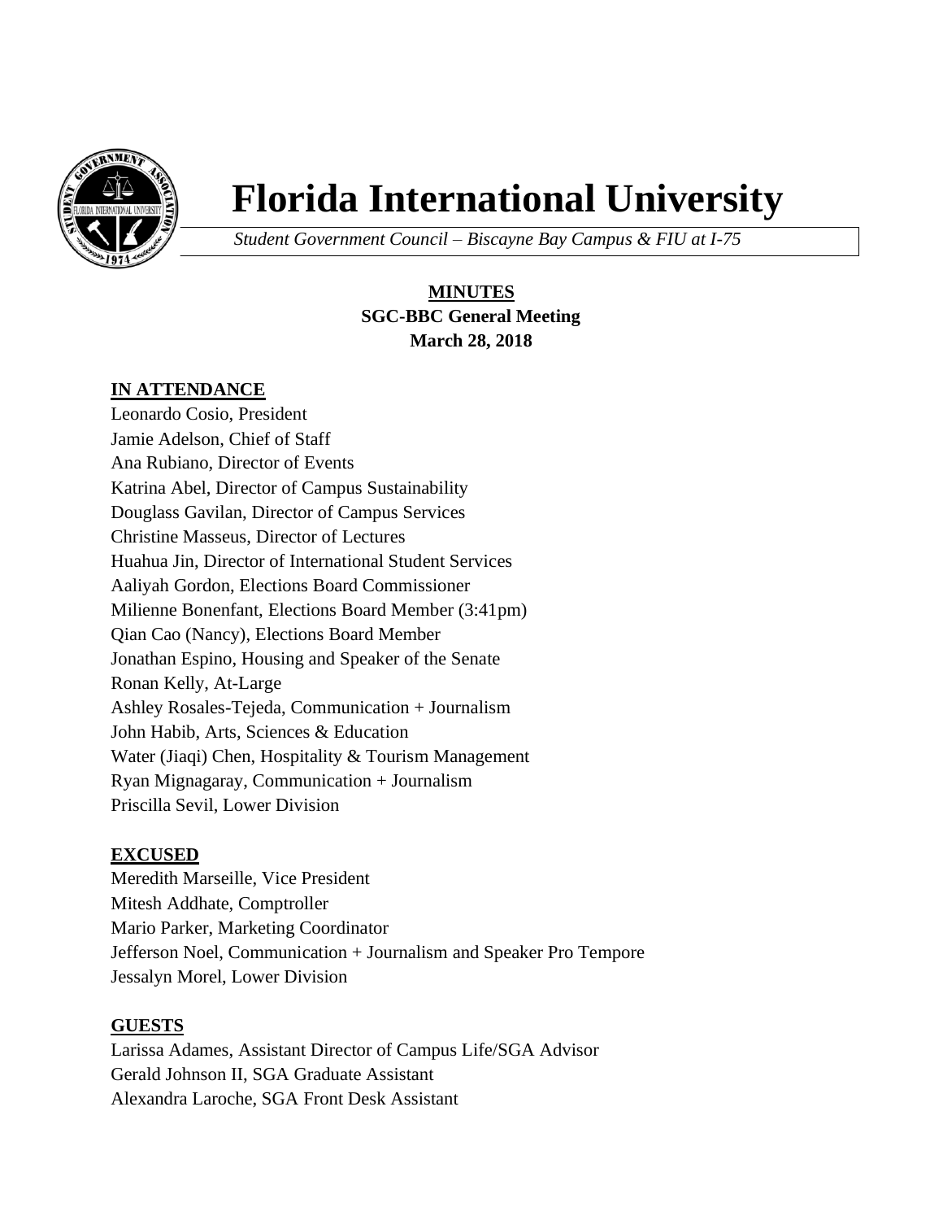# Florida International University

*Student Government Council – Biscayne Bay Campus & FIU at I-75*

**MINUTES**
**SGC-BBC General Meeting**
**March 28, 2018**

**IN ATTENDANCE**

Leonardo Cosio, President
Jamie Adelson, Chief of Staff
Ana Rubiano, Director of Events
Katrina Abel, Director of Campus Sustainability
Douglass Gavilan, Director of Campus Services
Christine Masseus, Director of Lectures
Huahua Jin, Director of International Student Services
Aaliyah Gordon, Elections Board Commissioner
Milienne Bonenfant, Elections Board Member (3:41pm)
Qian Cao (Nancy), Elections Board Member
Jonathan Espino, Housing and Speaker of the Senate
Ronan Kelly, At-Large
Ashley Rosales-Tejeda, Communication + Journalism
John Habib, Arts, Sciences & Education
Water (Jiaqi) Chen, Hospitality & Tourism Management
Ryan Mignagaray, Communication + Journalism
Priscilla Sevil, Lower Division

**EXCUSED**

Meredith Marseille, Vice President
Mitesh Addhate, Comptroller
Mario Parker, Marketing Coordinator
Jefferson Noel, Communication + Journalism and Speaker Pro Tempore
Jessalyn Morel, Lower Division

**GUESTS**

Larissa Adames, Assistant Director of Campus Life/SGA Advisor
Gerald Johnson II, SGA Graduate Assistant
Alexandra Laroche, SGA Front Desk Assistant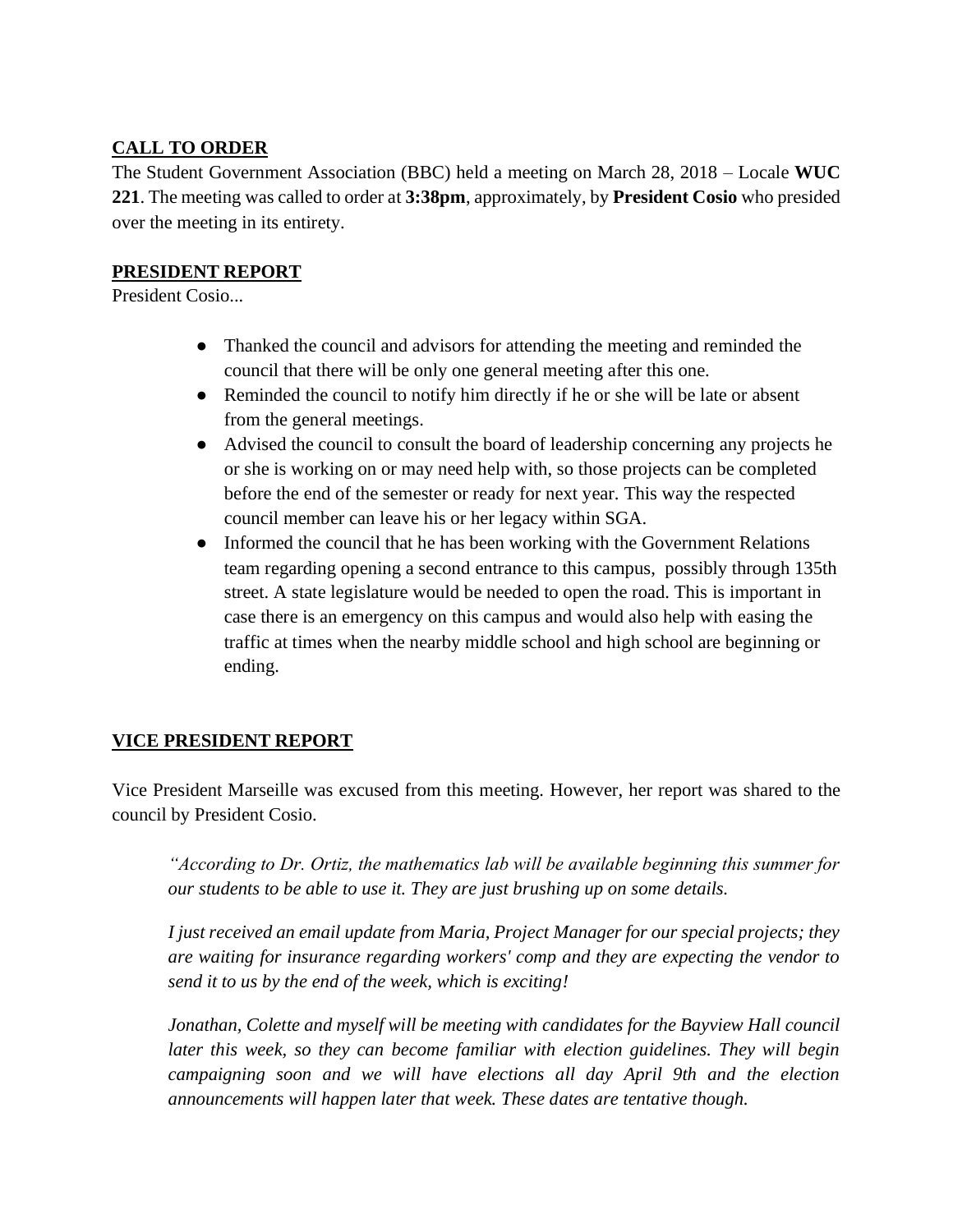## CALL TO ORDER

The Student Government Association (BBC) held a meeting on March 28, 2018 – Locale **WUC 221**. The meeting was called to order at **3:38pm**, approximately, by **President Cosio** who presided over the meeting in its entirety.

## PRESIDENT REPORT

President Cosio...

- Thanked the council and advisors for attending the meeting and reminded the council that there will be only one general meeting after this one.
- Reminded the council to notify him directly if he or she will be late or absent from the general meetings.
- Advised the council to consult the board of leadership concerning any projects he or she is working on or may need help with, so those projects can be completed before the end of the semester or ready for next year. This way the respected council member can leave his or her legacy within SGA.
- Informed the council that he has been working with the Government Relations team regarding opening a second entrance to this campus, possibly through 135th street. A state legislature would be needed to open the road. This is important in case there is an emergency on this campus and would also help with easing the traffic at times when the nearby middle school and high school are beginning or ending.

## VICE PRESIDENT REPORT

Vice President Marseille was excused from this meeting. However, her report was shared to the council by President Cosio.

> *"According to Dr. Ortiz, the mathematics lab will be available beginning this summer for our students to be able to use it. They are just brushing up on some details.*
>
> *I just received an email update from Maria, Project Manager for our special projects; they are waiting for insurance regarding workers' comp and they are expecting the vendor to send it to us by the end of the week, which is exciting!*
>
> *Jonathan, Colette and myself will be meeting with candidates for the Bayview Hall council later this week, so they can become familiar with election guidelines. They will begin campaigning soon and we will have elections all day April 9th and the election announcements will happen later that week. These dates are tentative though.*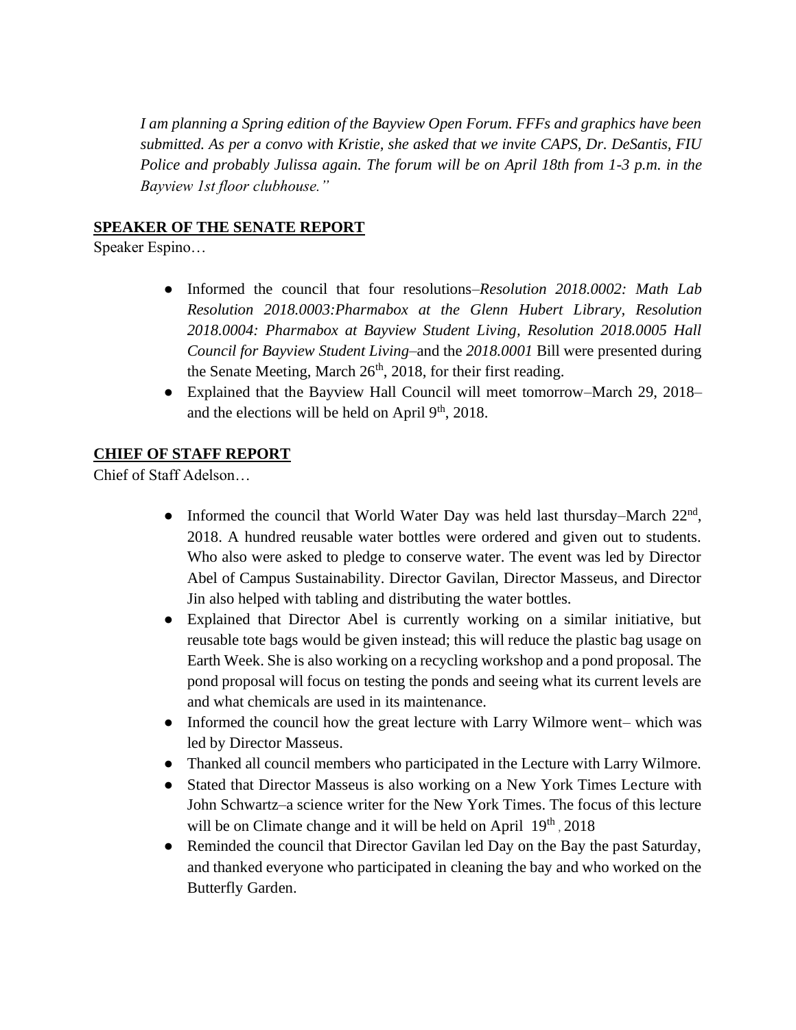*I am planning a Spring edition of the Bayview Open Forum. FFFs and graphics have been submitted. As per a convo with Kristie, she asked that we invite CAPS, Dr. DeSantis, FIU Police and probably Julissa again. The forum will be on April 18th from 1-3 p.m. in the Bayview 1st floor clubhouse."*

## SPEAKER OF THE SENATE REPORT

Speaker Espino…

- Informed the council that four resolutions–*Resolution 2018.0002: Math Lab Resolution 2018.0003:Pharmabox at the Glenn Hubert Library, Resolution 2018.0004: Pharmabox at Bayview Student Living, Resolution 2018.0005 Hall Council for Bayview Student Living*–and the *2018.0001* Bill were presented during the Senate Meeting, March 26th, 2018, for their first reading.
- Explained that the Bayview Hall Council will meet tomorrow–March 29, 2018–and the elections will be held on April 9th, 2018.

## CHIEF OF STAFF REPORT

Chief of Staff Adelson…

- Informed the council that World Water Day was held last thursday–March 22nd, 2018. A hundred reusable water bottles were ordered and given out to students. Who also were asked to pledge to conserve water. The event was led by Director Abel of Campus Sustainability. Director Gavilan, Director Masseus, and Director Jin also helped with tabling and distributing the water bottles.
- Explained that Director Abel is currently working on a similar initiative, but reusable tote bags would be given instead; this will reduce the plastic bag usage on Earth Week. She is also working on a recycling workshop and a pond proposal. The pond proposal will focus on testing the ponds and seeing what its current levels are and what chemicals are used in its maintenance.
- Informed the council how the great lecture with Larry Wilmore went– which was led by Director Masseus.
- Thanked all council members who participated in the Lecture with Larry Wilmore.
- Stated that Director Masseus is also working on a New York Times Lecture with John Schwartz–a science writer for the New York Times. The focus of this lecture will be on Climate change and it will be held on April 19th , 2018
- Reminded the council that Director Gavilan led Day on the Bay the past Saturday, and thanked everyone who participated in cleaning the bay and who worked on the Butterfly Garden.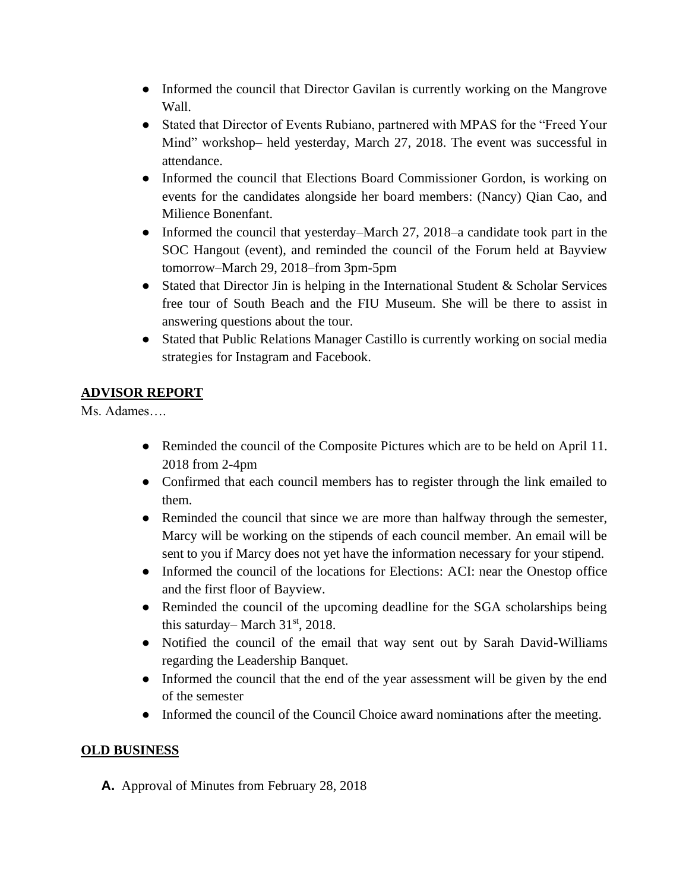- Informed the council that Director Gavilan is currently working on the Mangrove Wall.
- Stated that Director of Events Rubiano, partnered with MPAS for the "Freed Your Mind" workshop– held yesterday, March 27, 2018. The event was successful in attendance.
- Informed the council that Elections Board Commissioner Gordon, is working on events for the candidates alongside her board members: (Nancy) Qian Cao, and Milience Bonenfant.
- Informed the council that yesterday–March 27, 2018–a candidate took part in the SOC Hangout (event), and reminded the council of the Forum held at Bayview tomorrow–March 29, 2018–from 3pm-5pm
- Stated that Director Jin is helping in the International Student & Scholar Services free tour of South Beach and the FIU Museum. She will be there to assist in answering questions about the tour.
- Stated that Public Relations Manager Castillo is currently working on social media strategies for Instagram and Facebook.

**ADVISOR REPORT**

Ms. Adames….

- Reminded the council of the Composite Pictures which are to be held on April 11. 2018 from 2-4pm
- Confirmed that each council members has to register through the link emailed to them.
- Reminded the council that since we are more than halfway through the semester, Marcy will be working on the stipends of each council member. An email will be sent to you if Marcy does not yet have the information necessary for your stipend.
- Informed the council of the locations for Elections: ACI: near the Onestop office and the first floor of Bayview.
- Reminded the council of the upcoming deadline for the SGA scholarships being this saturday– March 31st, 2018.
- Notified the council of the email that way sent out by Sarah David-Williams regarding the Leadership Banquet.
- Informed the council that the end of the year assessment will be given by the end of the semester
- Informed the council of the Council Choice award nominations after the meeting.

**OLD BUSINESS**

**A.** Approval of Minutes from February 28, 2018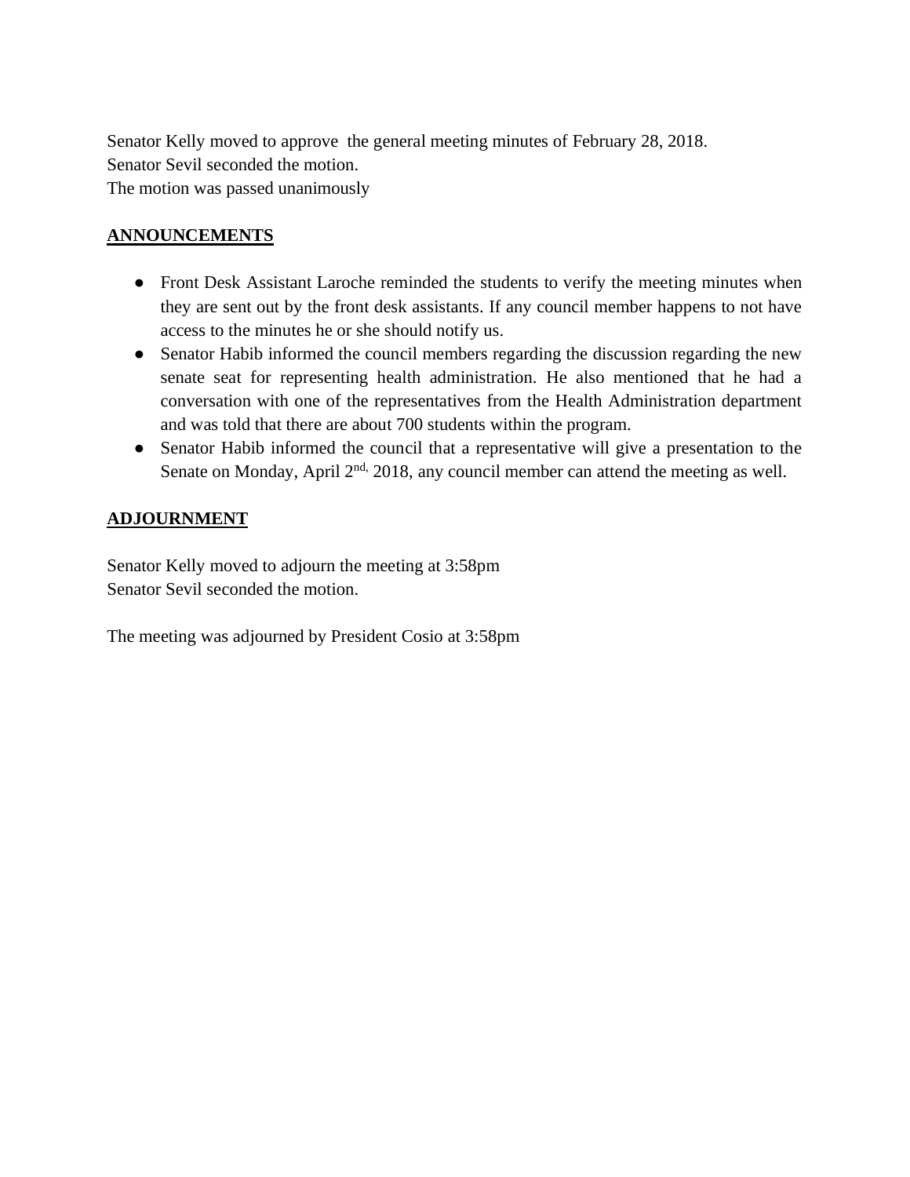Senator Kelly moved to approve the general meeting minutes of February 28, 2018.
Senator Sevil seconded the motion.
The motion was passed unanimously

## **ANNOUNCEMENTS**

- Front Desk Assistant Laroche reminded the students to verify the meeting minutes when they are sent out by the front desk assistants. If any council member happens to not have access to the minutes he or she should notify us.
- Senator Habib informed the council members regarding the discussion regarding the new senate seat for representing health administration. He also mentioned that he had a conversation with one of the representatives from the Health Administration department and was told that there are about 700 students within the program.
- Senator Habib informed the council that a representative will give a presentation to the Senate on Monday, April 2nd, 2018, any council member can attend the meeting as well.

## **ADJOURNMENT**

Senator Kelly moved to adjourn the meeting at 3:58pm
Senator Sevil seconded the motion.

The meeting was adjourned by President Cosio at 3:58pm